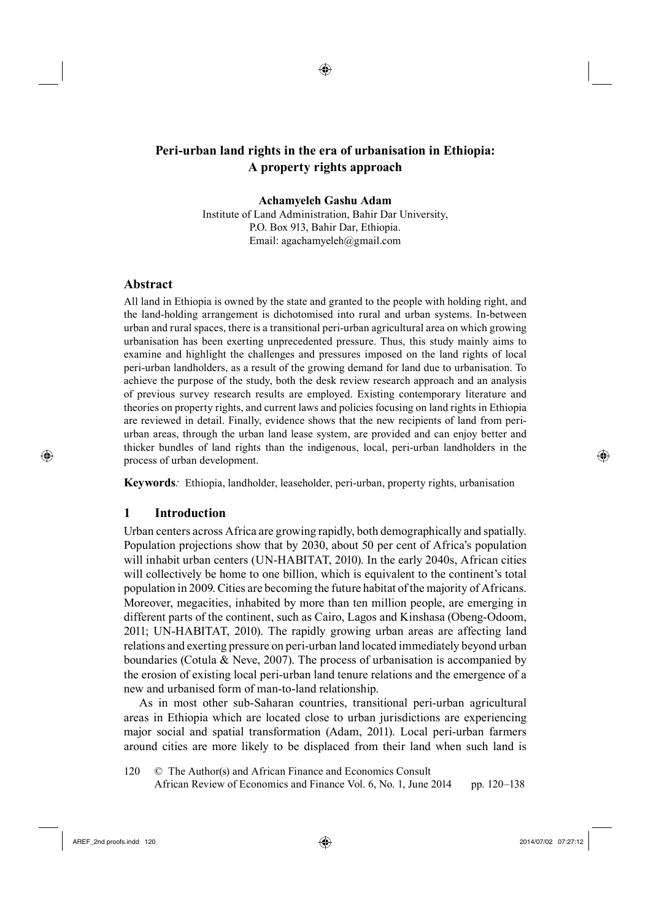# Peri-urban land rights in the era of urbanisation in Ethiopia: A property rights approach

**Achamyeleh Gashu Adam**

Institute of Land Administration, Bahir Dar University,
P.O. Box 913, Bahir Dar, Ethiopia.
Email: agachamyeleh@gmail.com

## Abstract

All land in Ethiopia is owned by the state and granted to the people with holding right, and the land-holding arrangement is dichotomised into rural and urban systems. In-between urban and rural spaces, there is a transitional peri-urban agricultural area on which growing urbanisation has been exerting unprecedented pressure. Thus, this study mainly aims to examine and highlight the challenges and pressures imposed on the land rights of local peri-urban landholders, as a result of the growing demand for land due to urbanisation. To achieve the purpose of the study, both the desk review research approach and an analysis of previous survey research results are employed. Existing contemporary literature and theories on property rights, and current laws and policies focusing on land rights in Ethiopia are reviewed in detail. Finally, evidence shows that the new recipients of land from peri-urban areas, through the urban land lease system, are provided and can enjoy better and thicker bundles of land rights than the indigenous, local, peri-urban landholders in the process of urban development.

**Keywords***:* Ethiopia, landholder, leaseholder, peri-urban, property rights, urbanisation

## 1 Introduction

Urban centers across Africa are growing rapidly, both demographically and spatially. Population projections show that by 2030, about 50 per cent of Africa's population will inhabit urban centers (UN-HABITAT, 2010). In the early 2040s, African cities will collectively be home to one billion, which is equivalent to the continent's total population in 2009. Cities are becoming the future habitat of the majority of Africans. Moreover, megacities, inhabited by more than ten million people, are emerging in different parts of the continent, such as Cairo, Lagos and Kinshasa (Obeng-Odoom, 2011; UN-HABITAT, 2010). The rapidly growing urban areas are affecting land relations and exerting pressure on peri-urban land located immediately beyond urban boundaries (Cotula & Neve, 2007). The process of urbanisation is accompanied by the erosion of existing local peri-urban land tenure relations and the emergence of a new and urbanised form of man-to-land relationship.

As in most other sub-Saharan countries, transitional peri-urban agricultural areas in Ethiopia which are located close to urban jurisdictions are experiencing major social and spatial transformation (Adam, 2011). Local peri-urban farmers around cities are more likely to be displaced from their land when such land is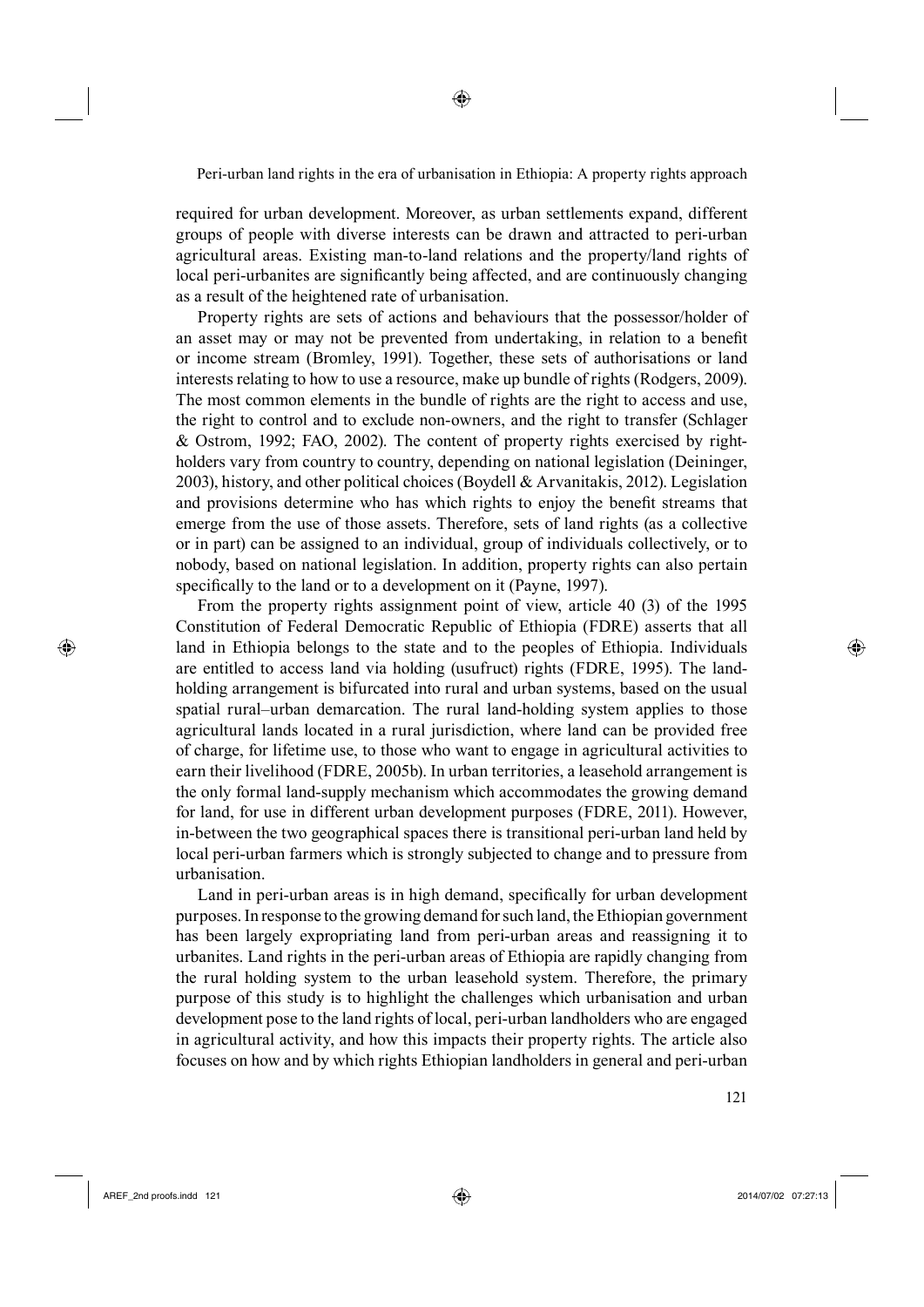required for urban development. Moreover, as urban settlements expand, different groups of people with diverse interests can be drawn and attracted to peri-urban agricultural areas. Existing man-to-land relations and the property/land rights of local peri-urbanites are significantly being affected, and are continuously changing as a result of the heightened rate of urbanisation.

Property rights are sets of actions and behaviours that the possessor/holder of an asset may or may not be prevented from undertaking, in relation to a benefit or income stream (Bromley, 1991). Together, these sets of authorisations or land interests relating to how to use a resource, make up bundle of rights (Rodgers, 2009). The most common elements in the bundle of rights are the right to access and use, the right to control and to exclude non-owners, and the right to transfer (Schlager & Ostrom, 1992; FAO, 2002). The content of property rights exercised by right-holders vary from country to country, depending on national legislation (Deininger, 2003), history, and other political choices (Boydell & Arvanitakis, 2012). Legislation and provisions determine who has which rights to enjoy the benefit streams that emerge from the use of those assets. Therefore, sets of land rights (as a collective or in part) can be assigned to an individual, group of individuals collectively, or to nobody, based on national legislation. In addition, property rights can also pertain specifically to the land or to a development on it (Payne, 1997).

From the property rights assignment point of view, article 40 (3) of the 1995 Constitution of Federal Democratic Republic of Ethiopia (FDRE) asserts that all land in Ethiopia belongs to the state and to the peoples of Ethiopia. Individuals are entitled to access land via holding (usufruct) rights (FDRE, 1995). The land-holding arrangement is bifurcated into rural and urban systems, based on the usual spatial rural–urban demarcation. The rural land-holding system applies to those agricultural lands located in a rural jurisdiction, where land can be provided free of charge, for lifetime use, to those who want to engage in agricultural activities to earn their livelihood (FDRE, 2005b). In urban territories, a leasehold arrangement is the only formal land-supply mechanism which accommodates the growing demand for land, for use in different urban development purposes (FDRE, 2011). However, in-between the two geographical spaces there is transitional peri-urban land held by local peri-urban farmers which is strongly subjected to change and to pressure from urbanisation.

Land in peri-urban areas is in high demand, specifically for urban development purposes. In response to the growing demand for such land, the Ethiopian government has been largely expropriating land from peri-urban areas and reassigning it to urbanites. Land rights in the peri-urban areas of Ethiopia are rapidly changing from the rural holding system to the urban leasehold system. Therefore, the primary purpose of this study is to highlight the challenges which urbanisation and urban development pose to the land rights of local, peri-urban landholders who are engaged in agricultural activity, and how this impacts their property rights. The article also focuses on how and by which rights Ethiopian landholders in general and peri-urban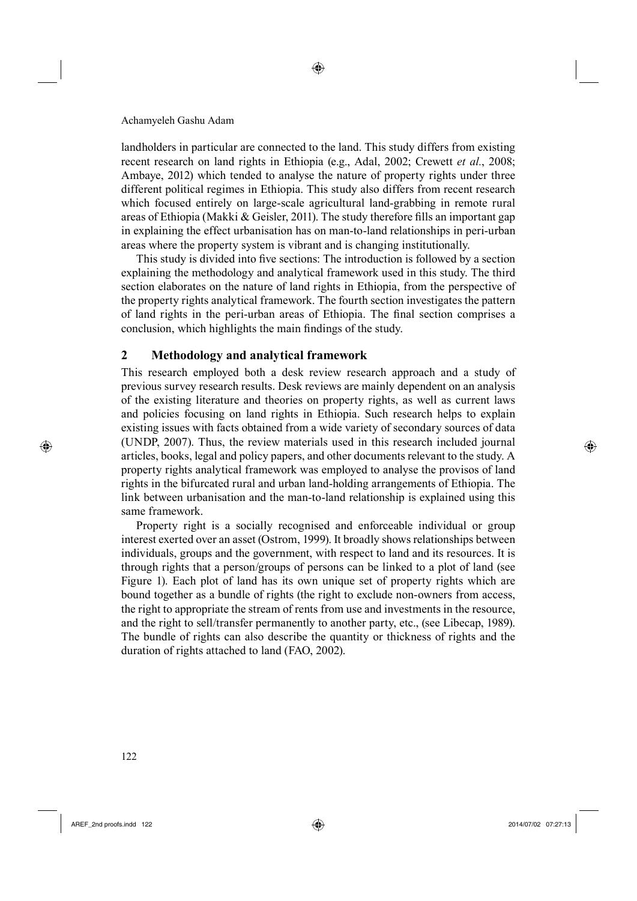landholders in particular are connected to the land. This study differs from existing recent research on land rights in Ethiopia (e.g., Adal, 2002; Crewett *et al.*, 2008; Ambaye, 2012) which tended to analyse the nature of property rights under three different political regimes in Ethiopia. This study also differs from recent research which focused entirely on large-scale agricultural land-grabbing in remote rural areas of Ethiopia (Makki & Geisler, 2011). The study therefore fills an important gap in explaining the effect urbanisation has on man-to-land relationships in peri-urban areas where the property system is vibrant and is changing institutionally.

This study is divided into five sections: The introduction is followed by a section explaining the methodology and analytical framework used in this study. The third section elaborates on the nature of land rights in Ethiopia, from the perspective of the property rights analytical framework. The fourth section investigates the pattern of land rights in the peri-urban areas of Ethiopia. The final section comprises a conclusion, which highlights the main findings of the study.

## 2 Methodology and analytical framework

This research employed both a desk review research approach and a study of previous survey research results. Desk reviews are mainly dependent on an analysis of the existing literature and theories on property rights, as well as current laws and policies focusing on land rights in Ethiopia. Such research helps to explain existing issues with facts obtained from a wide variety of secondary sources of data (UNDP, 2007). Thus, the review materials used in this research included journal articles, books, legal and policy papers, and other documents relevant to the study. A property rights analytical framework was employed to analyse the provisos of land rights in the bifurcated rural and urban land-holding arrangements of Ethiopia. The link between urbanisation and the man-to-land relationship is explained using this same framework.

Property right is a socially recognised and enforceable individual or group interest exerted over an asset (Ostrom, 1999). It broadly shows relationships between individuals, groups and the government, with respect to land and its resources. It is through rights that a person/groups of persons can be linked to a plot of land (see Figure 1). Each plot of land has its own unique set of property rights which are bound together as a bundle of rights (the right to exclude non-owners from access, the right to appropriate the stream of rents from use and investments in the resource, and the right to sell/transfer permanently to another party, etc., (see Libecap, 1989). The bundle of rights can also describe the quantity or thickness of rights and the duration of rights attached to land (FAO, 2002).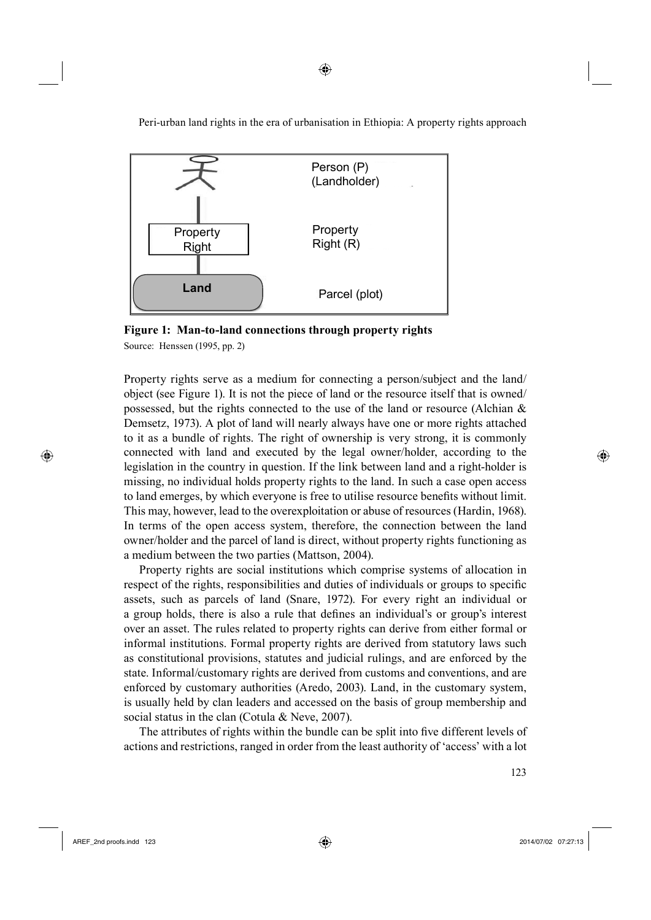**Figure 1: Man-to-land connections through property rights**

Source: Henssen (1995, pp. 2)

Property rights serve as a medium for connecting a person/subject and the land/object (see Figure 1). It is not the piece of land or the resource itself that is owned/possessed, but the rights connected to the use of the land or resource (Alchian & Demsetz, 1973). A plot of land will nearly always have one or more rights attached to it as a bundle of rights. The right of ownership is very strong, it is commonly connected with land and executed by the legal owner/holder, according to the legislation in the country in question. If the link between land and a right-holder is missing, no individual holds property rights to the land. In such a case open access to land emerges, by which everyone is free to utilise resource benefits without limit. This may, however, lead to the overexploitation or abuse of resources (Hardin, 1968). In terms of the open access system, therefore, the connection between the land owner/holder and the parcel of land is direct, without property rights functioning as a medium between the two parties (Mattson, 2004).

Property rights are social institutions which comprise systems of allocation in respect of the rights, responsibilities and duties of individuals or groups to specific assets, such as parcels of land (Snare, 1972). For every right an individual or a group holds, there is also a rule that defines an individual's or group's interest over an asset. The rules related to property rights can derive from either formal or informal institutions. Formal property rights are derived from statutory laws such as constitutional provisions, statutes and judicial rulings, and are enforced by the state. Informal/customary rights are derived from customs and conventions, and are enforced by customary authorities (Aredo, 2003). Land, in the customary system, is usually held by clan leaders and accessed on the basis of group membership and social status in the clan (Cotula & Neve, 2007).

The attributes of rights within the bundle can be split into five different levels of actions and restrictions, ranged in order from the least authority of 'access' with a lot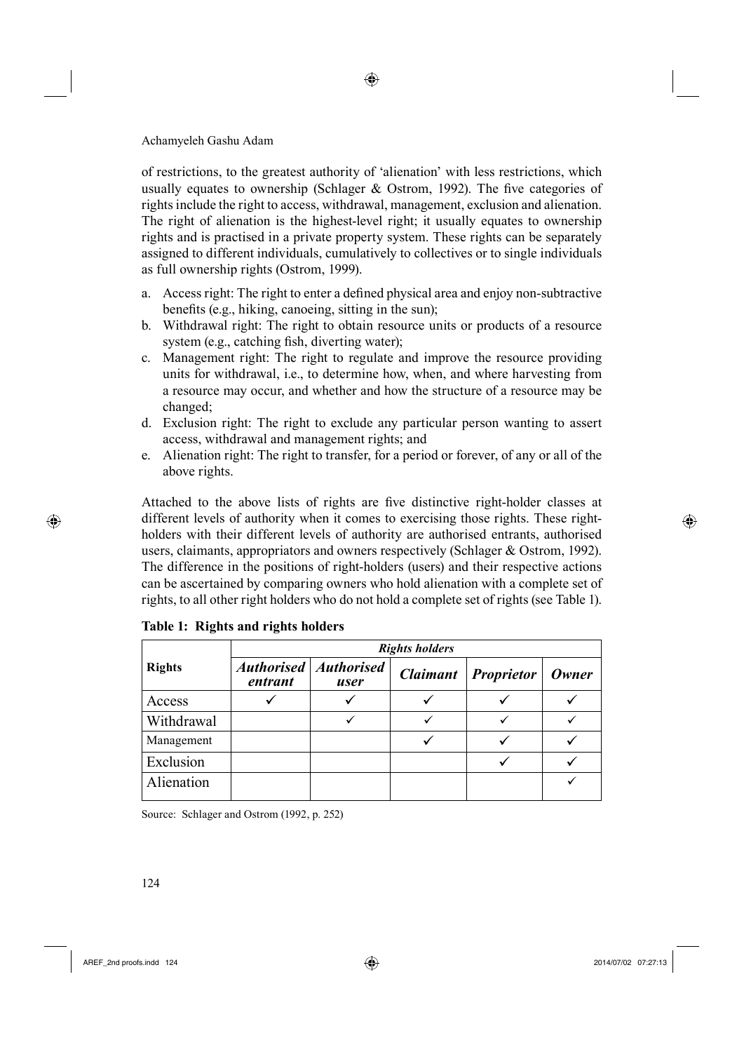of restrictions, to the greatest authority of 'alienation' with less restrictions, which usually equates to ownership (Schlager & Ostrom, 1992). The five categories of rights include the right to access, withdrawal, management, exclusion and alienation. The right of alienation is the highest-level right; it usually equates to ownership rights and is practised in a private property system. These rights can be separately assigned to different individuals, cumulatively to collectives or to single individuals as full ownership rights (Ostrom, 1999).

a. Access right: The right to enter a defined physical area and enjoy non-subtractive benefits (e.g., hiking, canoeing, sitting in the sun);
b. Withdrawal right: The right to obtain resource units or products of a resource system (e.g., catching fish, diverting water);
c. Management right: The right to regulate and improve the resource providing units for withdrawal, i.e., to determine how, when, and where harvesting from a resource may occur, and whether and how the structure of a resource may be changed;
d. Exclusion right: The right to exclude any particular person wanting to assert access, withdrawal and management rights; and
e. Alienation right: The right to transfer, for a period or forever, of any or all of the above rights.

Attached to the above lists of rights are five distinctive right-holder classes at different levels of authority when it comes to exercising those rights. These right-holders with their different levels of authority are authorised entrants, authorised users, claimants, appropriators and owners respectively (Schlager & Ostrom, 1992). The difference in the positions of right-holders (users) and their respective actions can be ascertained by comparing owners who hold alienation with a complete set of rights, to all other right holders who do not hold a complete set of rights (see Table 1).

**Table 1: Rights and rights holders**

| Rights | *Rights holders* | | | | |
|---|---|---|---|---|---|
| | ***Authorised entrant*** | ***Authorised user*** | ***Claimant*** | ***Proprietor*** | ***Owner*** |
| Access | ✓ | ✓ | ✓ | ✓ | ✓ |
| Withdrawal | | ✓ | ✓ | ✓ | ✓ |
| Management | | | ✓ | ✓ | ✓ |
| Exclusion | | | | ✓ | ✓ |
| Alienation | | | | | ✓ |

Source: Schlager and Ostrom (1992, p. 252)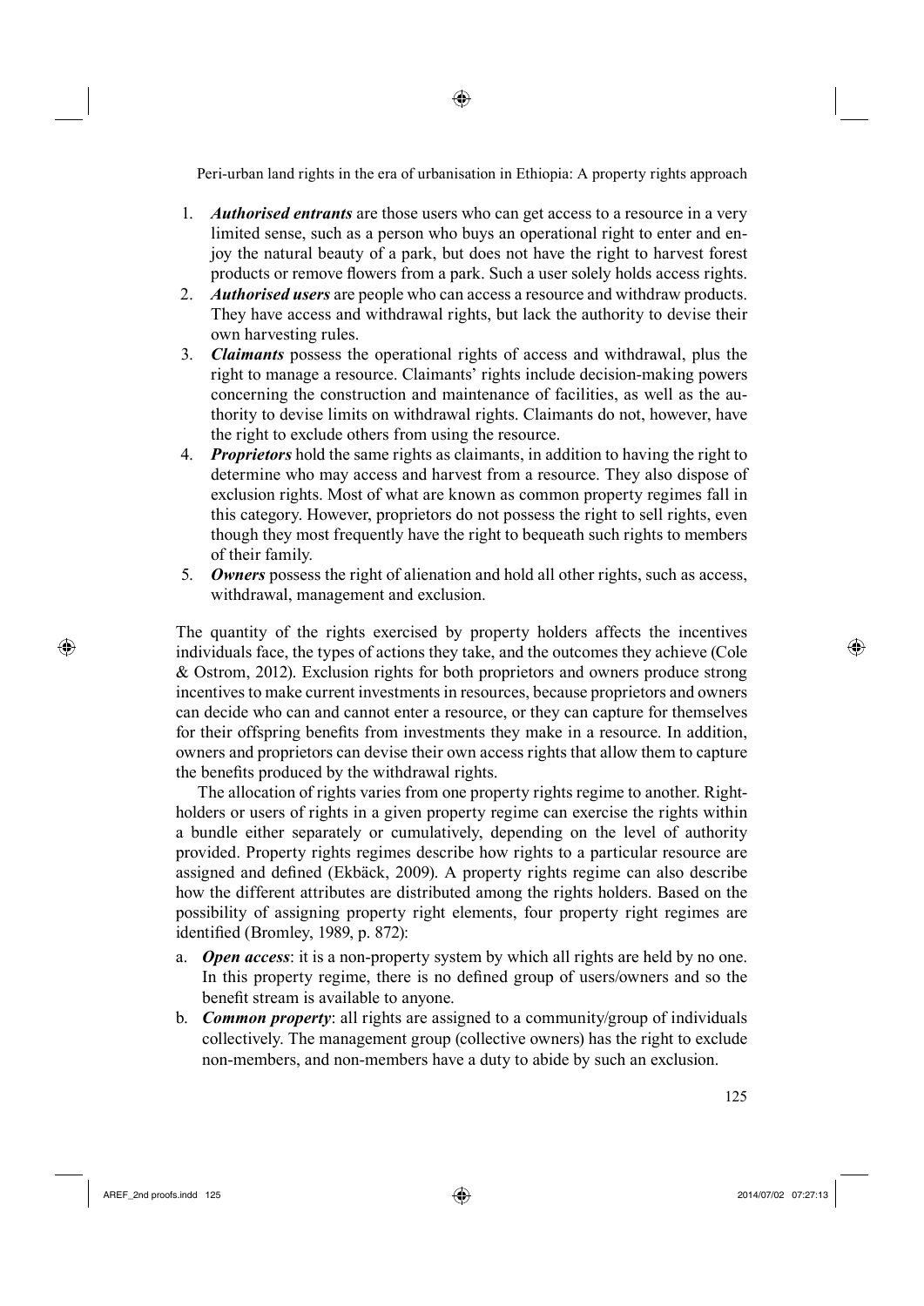1. ***Authorised entrants*** are those users who can get access to a resource in a very limited sense, such as a person who buys an operational right to enter and enjoy the natural beauty of a park, but does not have the right to harvest forest products or remove flowers from a park. Such a user solely holds access rights.
2. ***Authorised users*** are people who can access a resource and withdraw products. They have access and withdrawal rights, but lack the authority to devise their own harvesting rules.
3. ***Claimants*** possess the operational rights of access and withdrawal, plus the right to manage a resource. Claimants' rights include decision-making powers concerning the construction and maintenance of facilities, as well as the authority to devise limits on withdrawal rights. Claimants do not, however, have the right to exclude others from using the resource.
4. ***Proprietors*** hold the same rights as claimants, in addition to having the right to determine who may access and harvest from a resource. They also dispose of exclusion rights. Most of what are known as common property regimes fall in this category. However, proprietors do not possess the right to sell rights, even though they most frequently have the right to bequeath such rights to members of their family.
5. ***Owners*** possess the right of alienation and hold all other rights, such as access, withdrawal, management and exclusion.

The quantity of the rights exercised by property holders affects the incentives individuals face, the types of actions they take, and the outcomes they achieve (Cole & Ostrom, 2012). Exclusion rights for both proprietors and owners produce strong incentives to make current investments in resources, because proprietors and owners can decide who can and cannot enter a resource, or they can capture for themselves for their offspring benefits from investments they make in a resource. In addition, owners and proprietors can devise their own access rights that allow them to capture the benefits produced by the withdrawal rights.

The allocation of rights varies from one property rights regime to another. Rightholders or users of rights in a given property regime can exercise the rights within a bundle either separately or cumulatively, depending on the level of authority provided. Property rights regimes describe how rights to a particular resource are assigned and defined (Ekbäck, 2009). A property rights regime can also describe how the different attributes are distributed among the rights holders. Based on the possibility of assigning property right elements, four property right regimes are identified (Bromley, 1989, p. 872):

a. ***Open access***: it is a non-property system by which all rights are held by no one. In this property regime, there is no defined group of users/owners and so the benefit stream is available to anyone.
b. ***Common property***: all rights are assigned to a community/group of individuals collectively. The management group (collective owners) has the right to exclude non-members, and non-members have a duty to abide by such an exclusion.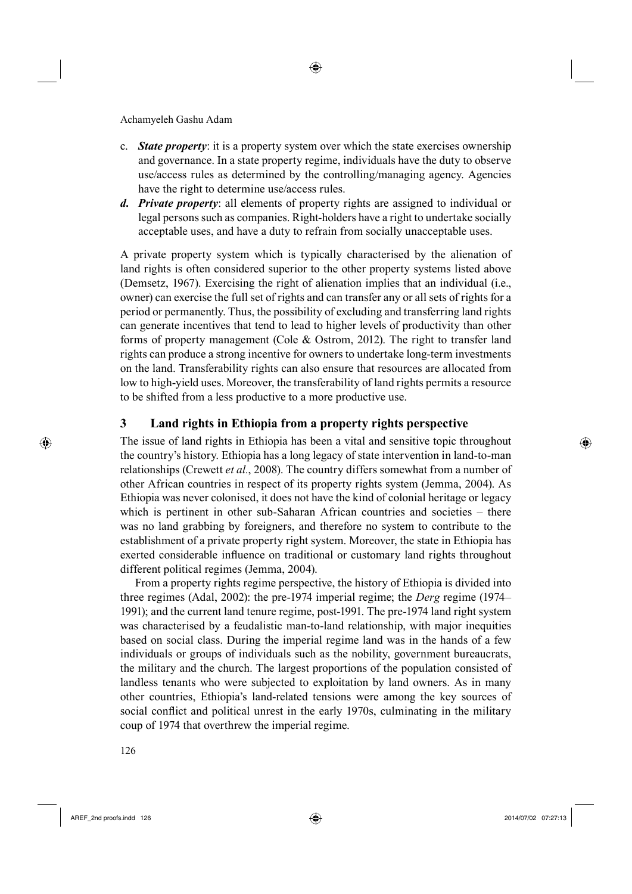c. ***State property***: it is a property system over which the state exercises ownership and governance. In a state property regime, individuals have the duty to observe use/access rules as determined by the controlling/managing agency. Agencies have the right to determine use/access rules.

d. ***Private property***: all elements of property rights are assigned to individual or legal persons such as companies. Right-holders have a right to undertake socially acceptable uses, and have a duty to refrain from socially unacceptable uses.

A private property system which is typically characterised by the alienation of land rights is often considered superior to the other property systems listed above (Demsetz, 1967). Exercising the right of alienation implies that an individual (i.e., owner) can exercise the full set of rights and can transfer any or all sets of rights for a period or permanently. Thus, the possibility of excluding and transferring land rights can generate incentives that tend to lead to higher levels of productivity than other forms of property management (Cole & Ostrom, 2012). The right to transfer land rights can produce a strong incentive for owners to undertake long-term investments on the land. Transferability rights can also ensure that resources are allocated from low to high-yield uses. Moreover, the transferability of land rights permits a resource to be shifted from a less productive to a more productive use.

## 3 Land rights in Ethiopia from a property rights perspective

The issue of land rights in Ethiopia has been a vital and sensitive topic throughout the country's history. Ethiopia has a long legacy of state intervention in land-to-man relationships (Crewett *et al*., 2008). The country differs somewhat from a number of other African countries in respect of its property rights system (Jemma, 2004). As Ethiopia was never colonised, it does not have the kind of colonial heritage or legacy which is pertinent in other sub-Saharan African countries and societies – there was no land grabbing by foreigners, and therefore no system to contribute to the establishment of a private property right system. Moreover, the state in Ethiopia has exerted considerable influence on traditional or customary land rights throughout different political regimes (Jemma, 2004).

From a property rights regime perspective, the history of Ethiopia is divided into three regimes (Adal, 2002): the pre-1974 imperial regime; the *Derg* regime (1974–1991); and the current land tenure regime, post-1991. The pre-1974 land right system was characterised by a feudalistic man-to-land relationship, with major inequities based on social class. During the imperial regime land was in the hands of a few individuals or groups of individuals such as the nobility, government bureaucrats, the military and the church. The largest proportions of the population consisted of landless tenants who were subjected to exploitation by land owners. As in many other countries, Ethiopia's land-related tensions were among the key sources of social conflict and political unrest in the early 1970s, culminating in the military coup of 1974 that overthrew the imperial regime.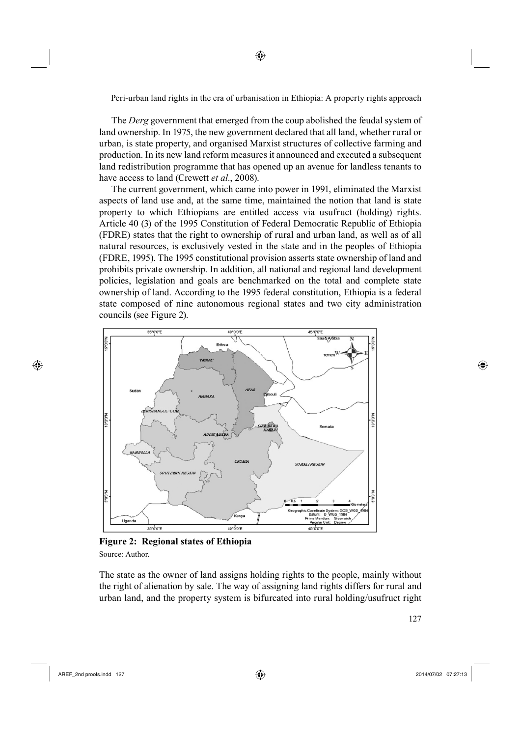The *Derg* government that emerged from the coup abolished the feudal system of land ownership. In 1975, the new government declared that all land, whether rural or urban, is state property, and organised Marxist structures of collective farming and production. In its new land reform measures it announced and executed a subsequent land redistribution programme that has opened up an avenue for landless tenants to have access to land (Crewett *et al*., 2008).

The current government, which came into power in 1991, eliminated the Marxist aspects of land use and, at the same time, maintained the notion that land is state property to which Ethiopians are entitled access via usufruct (holding) rights. Article 40 (3) of the 1995 Constitution of Federal Democratic Republic of Ethiopia (FDRE) states that the right to ownership of rural and urban land, as well as of all natural resources, is exclusively vested in the state and in the peoples of Ethiopia (FDRE, 1995). The 1995 constitutional provision asserts state ownership of land and prohibits private ownership. In addition, all national and regional land development policies, legislation and goals are benchmarked on the total and complete state ownership of land. According to the 1995 federal constitution, Ethiopia is a federal state composed of nine autonomous regional states and two city administration councils (see Figure 2).

**Figure 2: Regional states of Ethiopia**

Source: Author.

The state as the owner of land assigns holding rights to the people, mainly without the right of alienation by sale. The way of assigning land rights differs for rural and urban land, and the property system is bifurcated into rural holding/usufruct right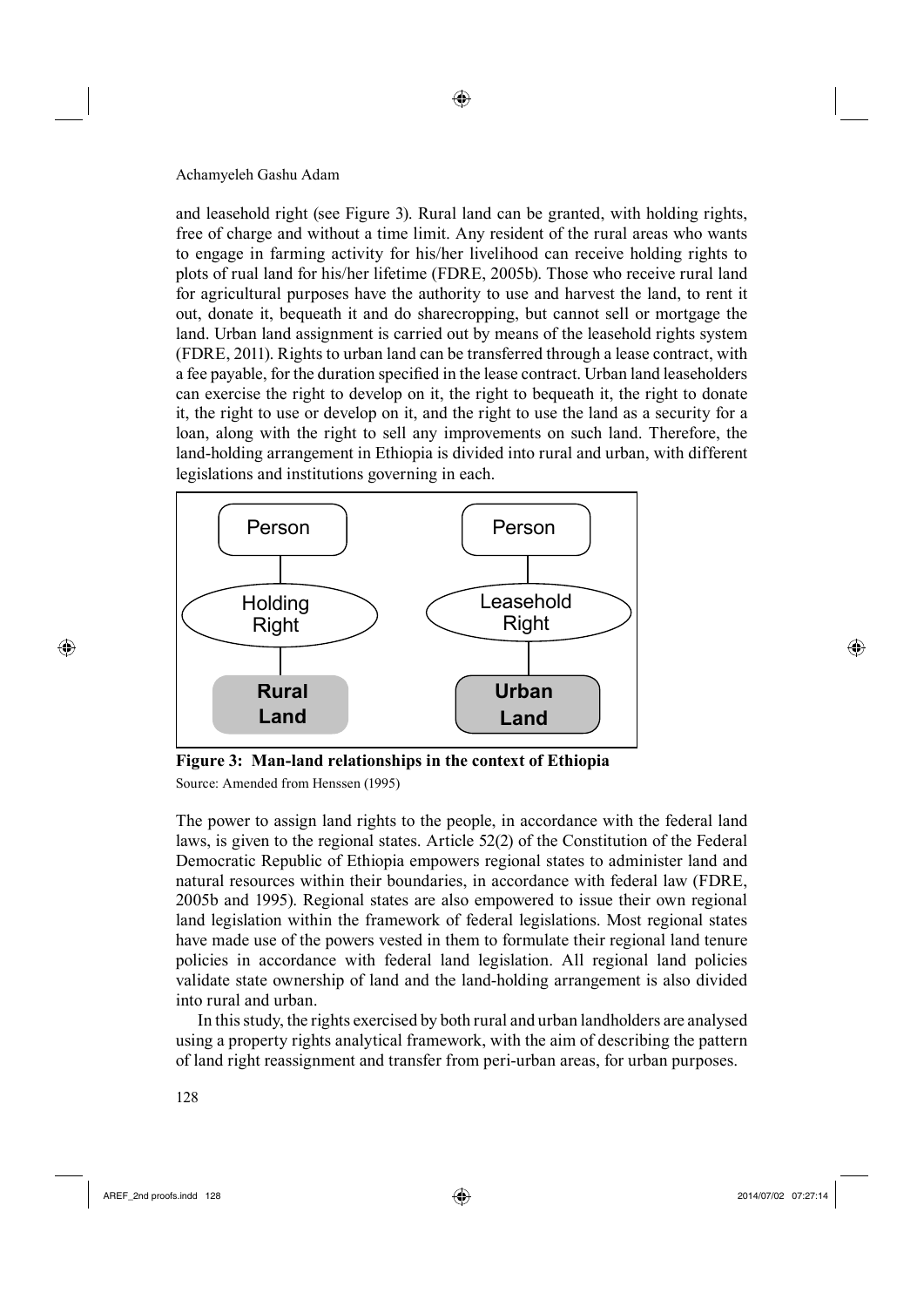and leasehold right (see Figure 3). Rural land can be granted, with holding rights, free of charge and without a time limit. Any resident of the rural areas who wants to engage in farming activity for his/her livelihood can receive holding rights to plots of rual land for his/her lifetime (FDRE, 2005b). Those who receive rural land for agricultural purposes have the authority to use and harvest the land, to rent it out, donate it, bequeath it and do sharecropping, but cannot sell or mortgage the land. Urban land assignment is carried out by means of the leasehold rights system (FDRE, 2011). Rights to urban land can be transferred through a lease contract, with a fee payable, for the duration specified in the lease contract. Urban land leaseholders can exercise the right to develop on it, the right to bequeath it, the right to donate it, the right to use or develop on it, and the right to use the land as a security for a loan, along with the right to sell any improvements on such land. Therefore, the land-holding arrangement in Ethiopia is divided into rural and urban, with different legislations and institutions governing in each.

Person — Holding Right — **Rural Land**

Person — Leasehold Right — **Urban Land**

**Figure 3: Man-land relationships in the context of Ethiopia**

Source: Amended from Henssen (1995)

The power to assign land rights to the people, in accordance with the federal land laws, is given to the regional states. Article 52(2) of the Constitution of the Federal Democratic Republic of Ethiopia empowers regional states to administer land and natural resources within their boundaries, in accordance with federal law (FDRE, 2005b and 1995). Regional states are also empowered to issue their own regional land legislation within the framework of federal legislations. Most regional states have made use of the powers vested in them to formulate their regional land tenure policies in accordance with federal land legislation. All regional land policies validate state ownership of land and the land-holding arrangement is also divided into rural and urban.

In this study, the rights exercised by both rural and urban landholders are analysed using a property rights analytical framework, with the aim of describing the pattern of land right reassignment and transfer from peri-urban areas, for urban purposes.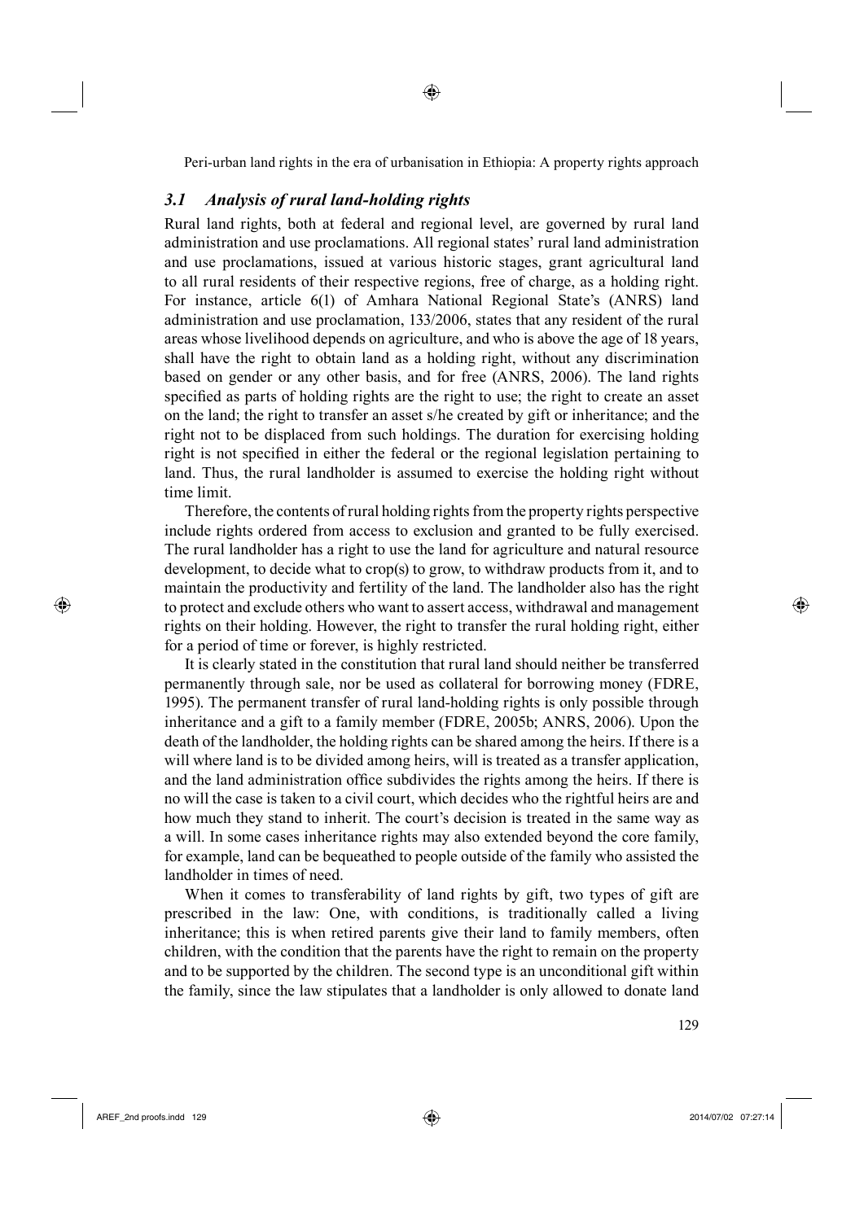### *3.1 Analysis of rural land-holding rights*

Rural land rights, both at federal and regional level, are governed by rural land administration and use proclamations. All regional states' rural land administration and use proclamations, issued at various historic stages, grant agricultural land to all rural residents of their respective regions, free of charge, as a holding right. For instance, article 6(1) of Amhara National Regional State's (ANRS) land administration and use proclamation, 133/2006, states that any resident of the rural areas whose livelihood depends on agriculture, and who is above the age of 18 years, shall have the right to obtain land as a holding right, without any discrimination based on gender or any other basis, and for free (ANRS, 2006). The land rights specified as parts of holding rights are the right to use; the right to create an asset on the land; the right to transfer an asset s/he created by gift or inheritance; and the right not to be displaced from such holdings. The duration for exercising holding right is not specified in either the federal or the regional legislation pertaining to land. Thus, the rural landholder is assumed to exercise the holding right without time limit.

Therefore, the contents of rural holding rights from the property rights perspective include rights ordered from access to exclusion and granted to be fully exercised. The rural landholder has a right to use the land for agriculture and natural resource development, to decide what to crop(s) to grow, to withdraw products from it, and to maintain the productivity and fertility of the land. The landholder also has the right to protect and exclude others who want to assert access, withdrawal and management rights on their holding. However, the right to transfer the rural holding right, either for a period of time or forever, is highly restricted.

It is clearly stated in the constitution that rural land should neither be transferred permanently through sale, nor be used as collateral for borrowing money (FDRE, 1995). The permanent transfer of rural land-holding rights is only possible through inheritance and a gift to a family member (FDRE, 2005b; ANRS, 2006). Upon the death of the landholder, the holding rights can be shared among the heirs. If there is a will where land is to be divided among heirs, will is treated as a transfer application, and the land administration office subdivides the rights among the heirs. If there is no will the case is taken to a civil court, which decides who the rightful heirs are and how much they stand to inherit. The court's decision is treated in the same way as a will. In some cases inheritance rights may also extended beyond the core family, for example, land can be bequeathed to people outside of the family who assisted the landholder in times of need.

When it comes to transferability of land rights by gift, two types of gift are prescribed in the law: One, with conditions, is traditionally called a living inheritance; this is when retired parents give their land to family members, often children, with the condition that the parents have the right to remain on the property and to be supported by the children. The second type is an unconditional gift within the family, since the law stipulates that a landholder is only allowed to donate land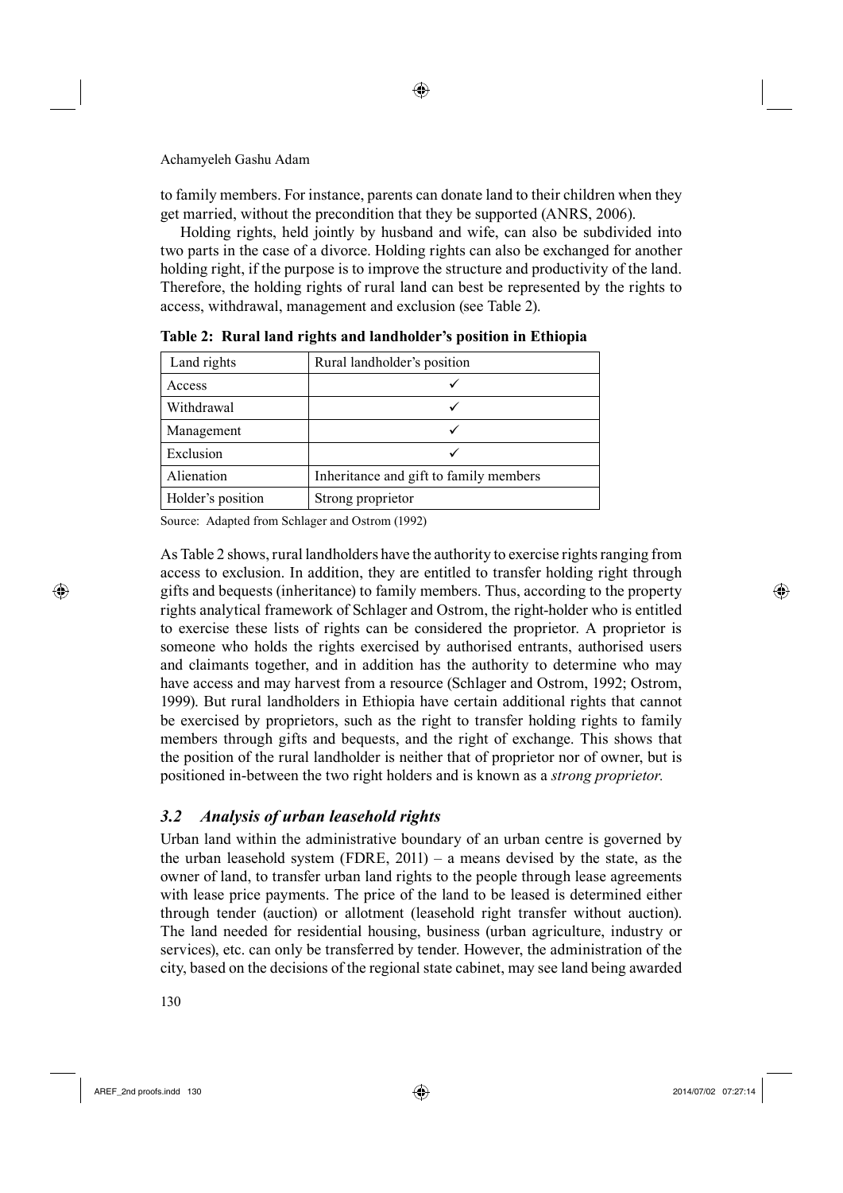to family members. For instance, parents can donate land to their children when they get married, without the precondition that they be supported (ANRS, 2006).

Holding rights, held jointly by husband and wife, can also be subdivided into two parts in the case of a divorce. Holding rights can also be exchanged for another holding right, if the purpose is to improve the structure and productivity of the land. Therefore, the holding rights of rural land can best be represented by the rights to access, withdrawal, management and exclusion (see Table 2).

**Table 2: Rural land rights and landholder's position in Ethiopia**

| Land rights | Rural landholder's position |
|---|---|
| Access | ✓ |
| Withdrawal | ✓ |
| Management | ✓ |
| Exclusion | ✓ |
| Alienation | Inheritance and gift to family members |
| Holder's position | Strong proprietor |

Source: Adapted from Schlager and Ostrom (1992)

As Table 2 shows, rural landholders have the authority to exercise rights ranging from access to exclusion. In addition, they are entitled to transfer holding right through gifts and bequests (inheritance) to family members. Thus, according to the property rights analytical framework of Schlager and Ostrom, the right-holder who is entitled to exercise these lists of rights can be considered the proprietor. A proprietor is someone who holds the rights exercised by authorised entrants, authorised users and claimants together, and in addition has the authority to determine who may have access and may harvest from a resource (Schlager and Ostrom, 1992; Ostrom, 1999). But rural landholders in Ethiopia have certain additional rights that cannot be exercised by proprietors, such as the right to transfer holding rights to family members through gifts and bequests, and the right of exchange. This shows that the position of the rural landholder is neither that of proprietor nor of owner, but is positioned in-between the two right holders and is known as a *strong proprietor.*

### *3.2 Analysis of urban leasehold rights*

Urban land within the administrative boundary of an urban centre is governed by the urban leasehold system (FDRE, 2011) – a means devised by the state, as the owner of land, to transfer urban land rights to the people through lease agreements with lease price payments. The price of the land to be leased is determined either through tender (auction) or allotment (leasehold right transfer without auction). The land needed for residential housing, business (urban agriculture, industry or services), etc. can only be transferred by tender. However, the administration of the city, based on the decisions of the regional state cabinet, may see land being awarded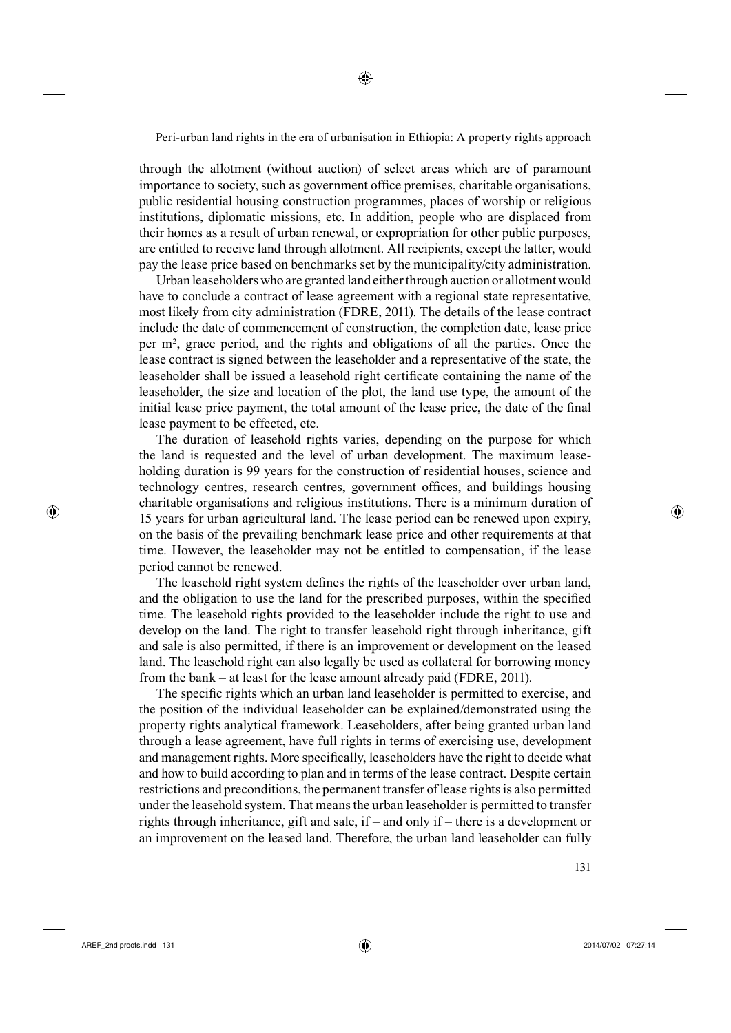through the allotment (without auction) of select areas which are of paramount importance to society, such as government office premises, charitable organisations, public residential housing construction programmes, places of worship or religious institutions, diplomatic missions, etc. In addition, people who are displaced from their homes as a result of urban renewal, or expropriation for other public purposes, are entitled to receive land through allotment. All recipients, except the latter, would pay the lease price based on benchmarks set by the municipality/city administration.

Urban leaseholders who are granted land either through auction or allotment would have to conclude a contract of lease agreement with a regional state representative, most likely from city administration (FDRE, 2011). The details of the lease contract include the date of commencement of construction, the completion date, lease price per $m^2$, grace period, and the rights and obligations of all the parties. Once the lease contract is signed between the leaseholder and a representative of the state, the leaseholder shall be issued a leasehold right certificate containing the name of the leaseholder, the size and location of the plot, the land use type, the amount of the initial lease price payment, the total amount of the lease price, the date of the final lease payment to be effected, etc.

The duration of leasehold rights varies, depending on the purpose for which the land is requested and the level of urban development. The maximum leaseholding duration is 99 years for the construction of residential houses, science and technology centres, research centres, government offices, and buildings housing charitable organisations and religious institutions. There is a minimum duration of 15 years for urban agricultural land. The lease period can be renewed upon expiry, on the basis of the prevailing benchmark lease price and other requirements at that time. However, the leaseholder may not be entitled to compensation, if the lease period cannot be renewed.

The leasehold right system defines the rights of the leaseholder over urban land, and the obligation to use the land for the prescribed purposes, within the specified time. The leasehold rights provided to the leaseholder include the right to use and develop on the land. The right to transfer leasehold right through inheritance, gift and sale is also permitted, if there is an improvement or development on the leased land. The leasehold right can also legally be used as collateral for borrowing money from the bank – at least for the lease amount already paid (FDRE, 2011).

The specific rights which an urban land leaseholder is permitted to exercise, and the position of the individual leaseholder can be explained/demonstrated using the property rights analytical framework. Leaseholders, after being granted urban land through a lease agreement, have full rights in terms of exercising use, development and management rights. More specifically, leaseholders have the right to decide what and how to build according to plan and in terms of the lease contract. Despite certain restrictions and preconditions, the permanent transfer of lease rights is also permitted under the leasehold system. That means the urban leaseholder is permitted to transfer rights through inheritance, gift and sale, if – and only if – there is a development or an improvement on the leased land. Therefore, the urban land leaseholder can fully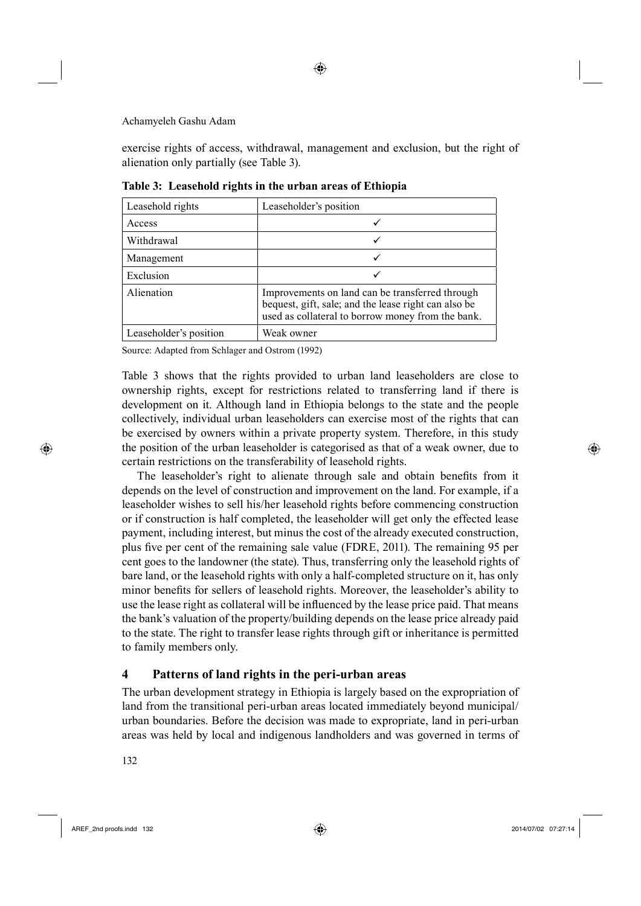exercise rights of access, withdrawal, management and exclusion, but the right of alienation only partially (see Table 3).

**Table 3: Leasehold rights in the urban areas of Ethiopia**

| Leasehold rights | Leaseholder's position |
|---|---|
| Access | ✓ |
| Withdrawal | ✓ |
| Management | ✓ |
| Exclusion | ✓ |
| Alienation | Improvements on land can be transferred through bequest, gift, sale; and the lease right can also be used as collateral to borrow money from the bank. |
| Leaseholder's position | Weak owner |

Source: Adapted from Schlager and Ostrom (1992)

Table 3 shows that the rights provided to urban land leaseholders are close to ownership rights, except for restrictions related to transferring land if there is development on it. Although land in Ethiopia belongs to the state and the people collectively, individual urban leaseholders can exercise most of the rights that can be exercised by owners within a private property system. Therefore, in this study the position of the urban leaseholder is categorised as that of a weak owner, due to certain restrictions on the transferability of leasehold rights.

The leaseholder's right to alienate through sale and obtain benefits from it depends on the level of construction and improvement on the land. For example, if a leaseholder wishes to sell his/her leasehold rights before commencing construction or if construction is half completed, the leaseholder will get only the effected lease payment, including interest, but minus the cost of the already executed construction, plus five per cent of the remaining sale value (FDRE, 2011). The remaining 95 per cent goes to the landowner (the state). Thus, transferring only the leasehold rights of bare land, or the leasehold rights with only a half-completed structure on it, has only minor benefits for sellers of leasehold rights. Moreover, the leaseholder's ability to use the lease right as collateral will be influenced by the lease price paid. That means the bank's valuation of the property/building depends on the lease price already paid to the state. The right to transfer lease rights through gift or inheritance is permitted to family members only.

## 4 Patterns of land rights in the peri-urban areas

The urban development strategy in Ethiopia is largely based on the expropriation of land from the transitional peri-urban areas located immediately beyond municipal/urban boundaries. Before the decision was made to expropriate, land in peri-urban areas was held by local and indigenous landholders and was governed in terms of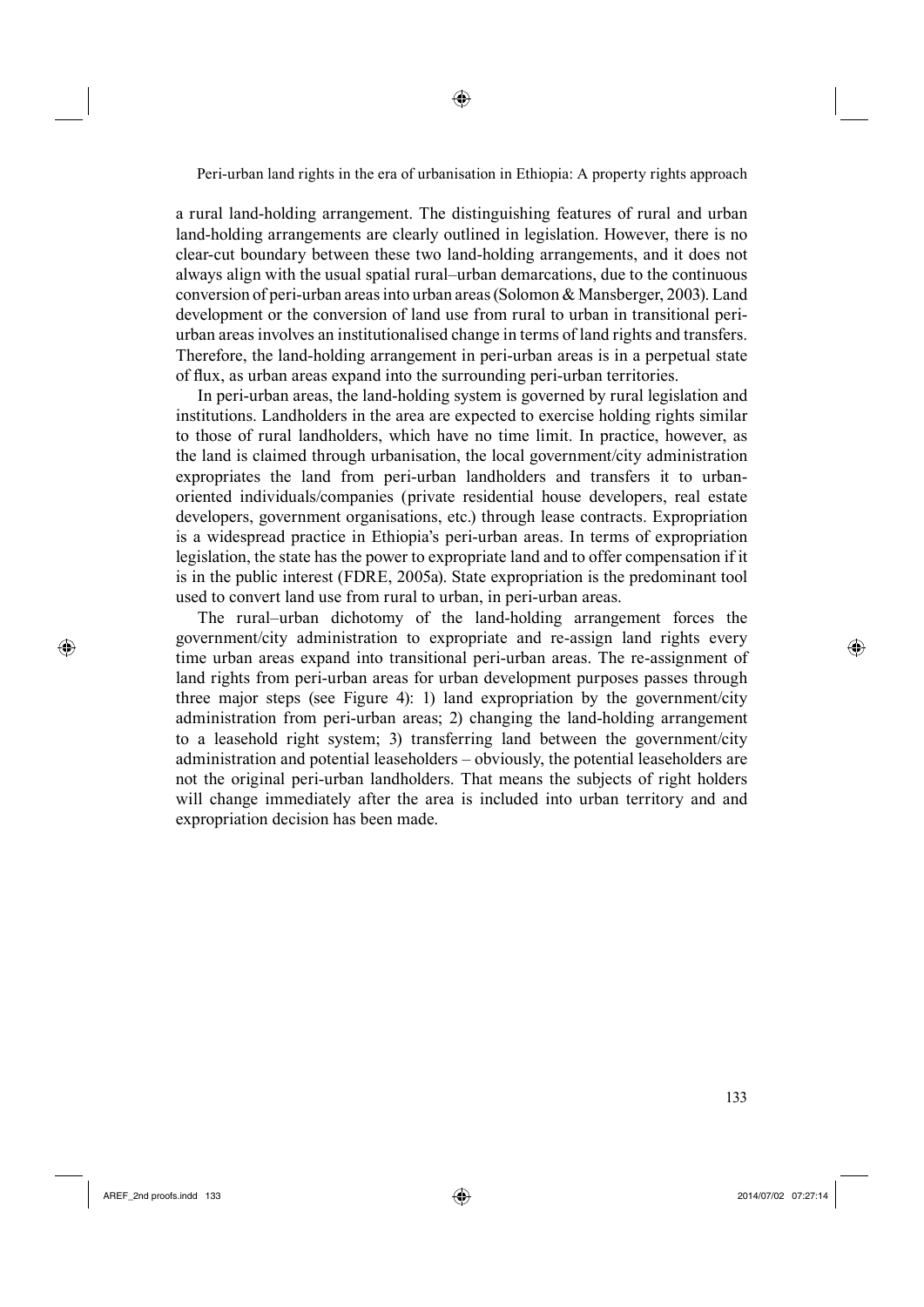a rural land-holding arrangement. The distinguishing features of rural and urban land-holding arrangements are clearly outlined in legislation. However, there is no clear-cut boundary between these two land-holding arrangements, and it does not always align with the usual spatial rural–urban demarcations, due to the continuous conversion of peri-urban areas into urban areas (Solomon & Mansberger, 2003). Land development or the conversion of land use from rural to urban in transitional peri-urban areas involves an institutionalised change in terms of land rights and transfers. Therefore, the land-holding arrangement in peri-urban areas is in a perpetual state of flux, as urban areas expand into the surrounding peri-urban territories.

In peri-urban areas, the land-holding system is governed by rural legislation and institutions. Landholders in the area are expected to exercise holding rights similar to those of rural landholders, which have no time limit. In practice, however, as the land is claimed through urbanisation, the local government/city administration expropriates the land from peri-urban landholders and transfers it to urban-oriented individuals/companies (private residential house developers, real estate developers, government organisations, etc.) through lease contracts. Expropriation is a widespread practice in Ethiopia's peri-urban areas. In terms of expropriation legislation, the state has the power to expropriate land and to offer compensation if it is in the public interest (FDRE, 2005a). State expropriation is the predominant tool used to convert land use from rural to urban, in peri-urban areas.

The rural–urban dichotomy of the land-holding arrangement forces the government/city administration to expropriate and re-assign land rights every time urban areas expand into transitional peri-urban areas. The re-assignment of land rights from peri-urban areas for urban development purposes passes through three major steps (see Figure 4): 1) land expropriation by the government/city administration from peri-urban areas; 2) changing the land-holding arrangement to a leasehold right system; 3) transferring land between the government/city administration and potential leaseholders – obviously, the potential leaseholders are not the original peri-urban landholders. That means the subjects of right holders will change immediately after the area is included into urban territory and and expropriation decision has been made.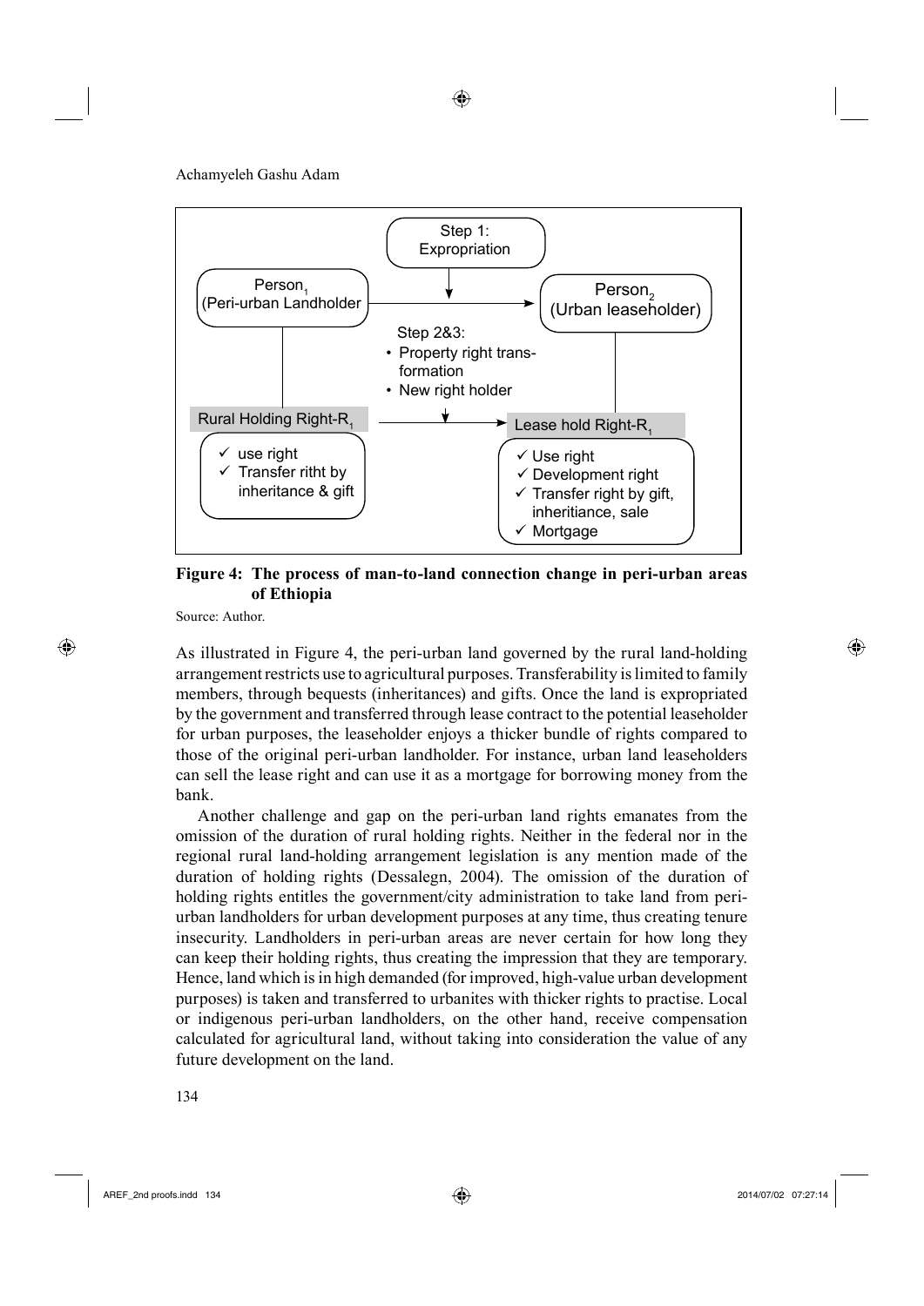Step 1: Expropriation

Person$_1$ (Peri-urban Landholder → Person$_2$ (Urban leaseholder)

Step 2&3:
- Property right transformation
- New right holder

Rural Holding Right-R$_1$ → Lease hold Right-R$_1$

**Rural Holding Right-R$_1$**
- ✓ use right
- ✓ Transfer ritht by inheritance & gift

**Lease hold Right-R$_1$**
- ✓ Use right
- ✓ Development right
- ✓ Transfer right by gift, inheritance, sale
- ✓ Mortgage

**Figure 4: The process of man-to-land connection change in peri-urban areas of Ethiopia**

Source: Author.

As illustrated in Figure 4, the peri-urban land governed by the rural land-holding arrangement restricts use to agricultural purposes. Transferability is limited to family members, through bequests (inheritances) and gifts. Once the land is expropriated by the government and transferred through lease contract to the potential leaseholder for urban purposes, the leaseholder enjoys a thicker bundle of rights compared to those of the original peri-urban landholder. For instance, urban land leaseholders can sell the lease right and can use it as a mortgage for borrowing money from the bank.

Another challenge and gap on the peri-urban land rights emanates from the omission of the duration of rural holding rights. Neither in the federal nor in the regional rural land-holding arrangement legislation is any mention made of the duration of holding rights (Dessalegn, 2004). The omission of the duration of holding rights entitles the government/city administration to take land from peri-urban landholders for urban development purposes at any time, thus creating tenure insecurity. Landholders in peri-urban areas are never certain for how long they can keep their holding rights, thus creating the impression that they are temporary. Hence, land which is in high demanded (for improved, high-value urban development purposes) is taken and transferred to urbanites with thicker rights to practise. Local or indigenous peri-urban landholders, on the other hand, receive compensation calculated for agricultural land, without taking into consideration the value of any future development on the land.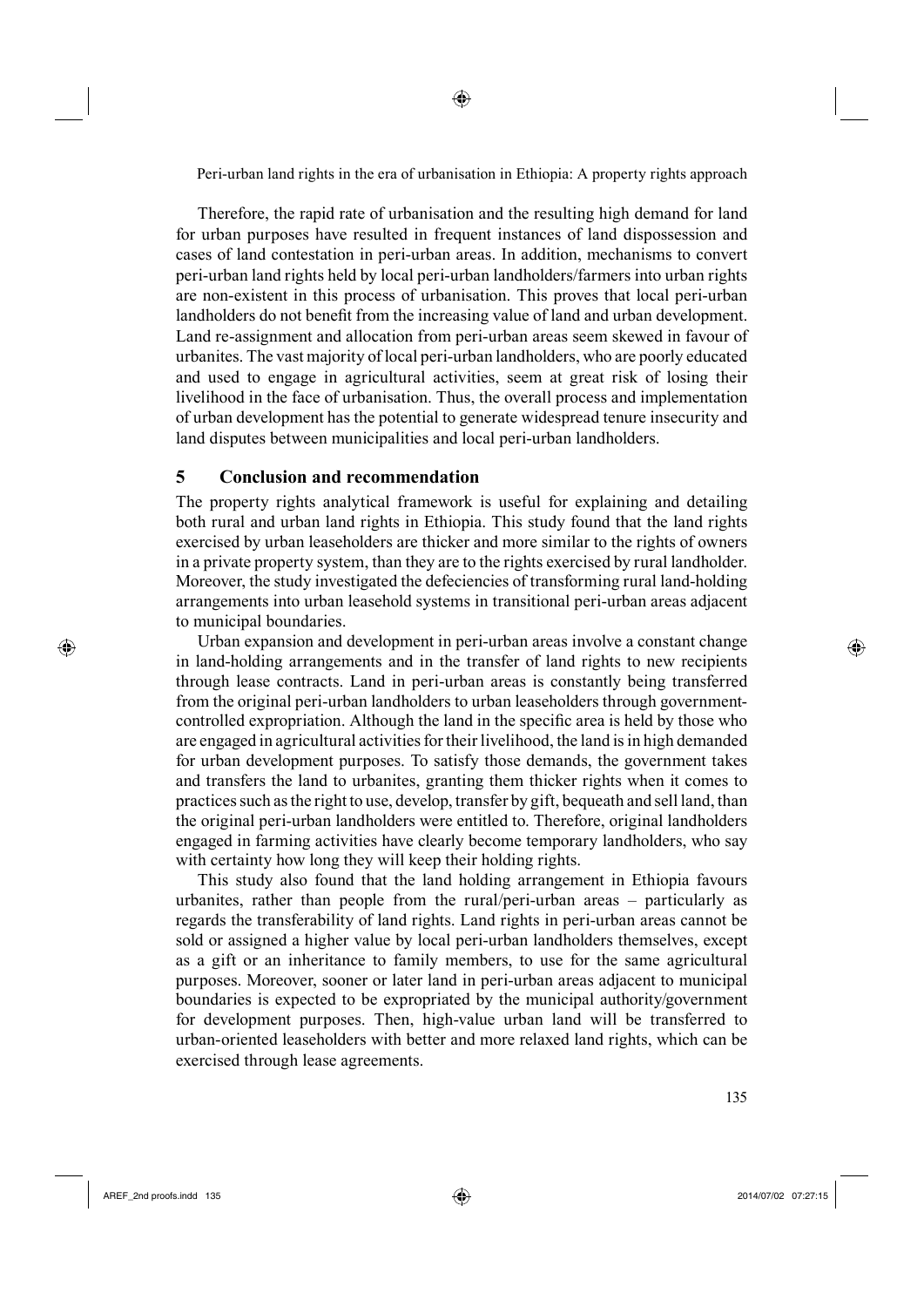Therefore, the rapid rate of urbanisation and the resulting high demand for land for urban purposes have resulted in frequent instances of land dispossession and cases of land contestation in peri-urban areas. In addition, mechanisms to convert peri-urban land rights held by local peri-urban landholders/farmers into urban rights are non-existent in this process of urbanisation. This proves that local peri-urban landholders do not benefit from the increasing value of land and urban development. Land re-assignment and allocation from peri-urban areas seem skewed in favour of urbanites. The vast majority of local peri-urban landholders, who are poorly educated and used to engage in agricultural activities, seem at great risk of losing their livelihood in the face of urbanisation. Thus, the overall process and implementation of urban development has the potential to generate widespread tenure insecurity and land disputes between municipalities and local peri-urban landholders.

## 5 Conclusion and recommendation

The property rights analytical framework is useful for explaining and detailing both rural and urban land rights in Ethiopia. This study found that the land rights exercised by urban leaseholders are thicker and more similar to the rights of owners in a private property system, than they are to the rights exercised by rural landholder. Moreover, the study investigated the defeciencies of transforming rural land-holding arrangements into urban leasehold systems in transitional peri-urban areas adjacent to municipal boundaries.

Urban expansion and development in peri-urban areas involve a constant change in land-holding arrangements and in the transfer of land rights to new recipients through lease contracts. Land in peri-urban areas is constantly being transferred from the original peri-urban landholders to urban leaseholders through government-controlled expropriation. Although the land in the specific area is held by those who are engaged in agricultural activities for their livelihood, the land is in high demanded for urban development purposes. To satisfy those demands, the government takes and transfers the land to urbanites, granting them thicker rights when it comes to practices such as the right to use, develop, transfer by gift, bequeath and sell land, than the original peri-urban landholders were entitled to. Therefore, original landholders engaged in farming activities have clearly become temporary landholders, who say with certainty how long they will keep their holding rights.

This study also found that the land holding arrangement in Ethiopia favours urbanites, rather than people from the rural/peri-urban areas – particularly as regards the transferability of land rights. Land rights in peri-urban areas cannot be sold or assigned a higher value by local peri-urban landholders themselves, except as a gift or an inheritance to family members, to use for the same agricultural purposes. Moreover, sooner or later land in peri-urban areas adjacent to municipal boundaries is expected to be expropriated by the municipal authority/government for development purposes. Then, high-value urban land will be transferred to urban-oriented leaseholders with better and more relaxed land rights, which can be exercised through lease agreements.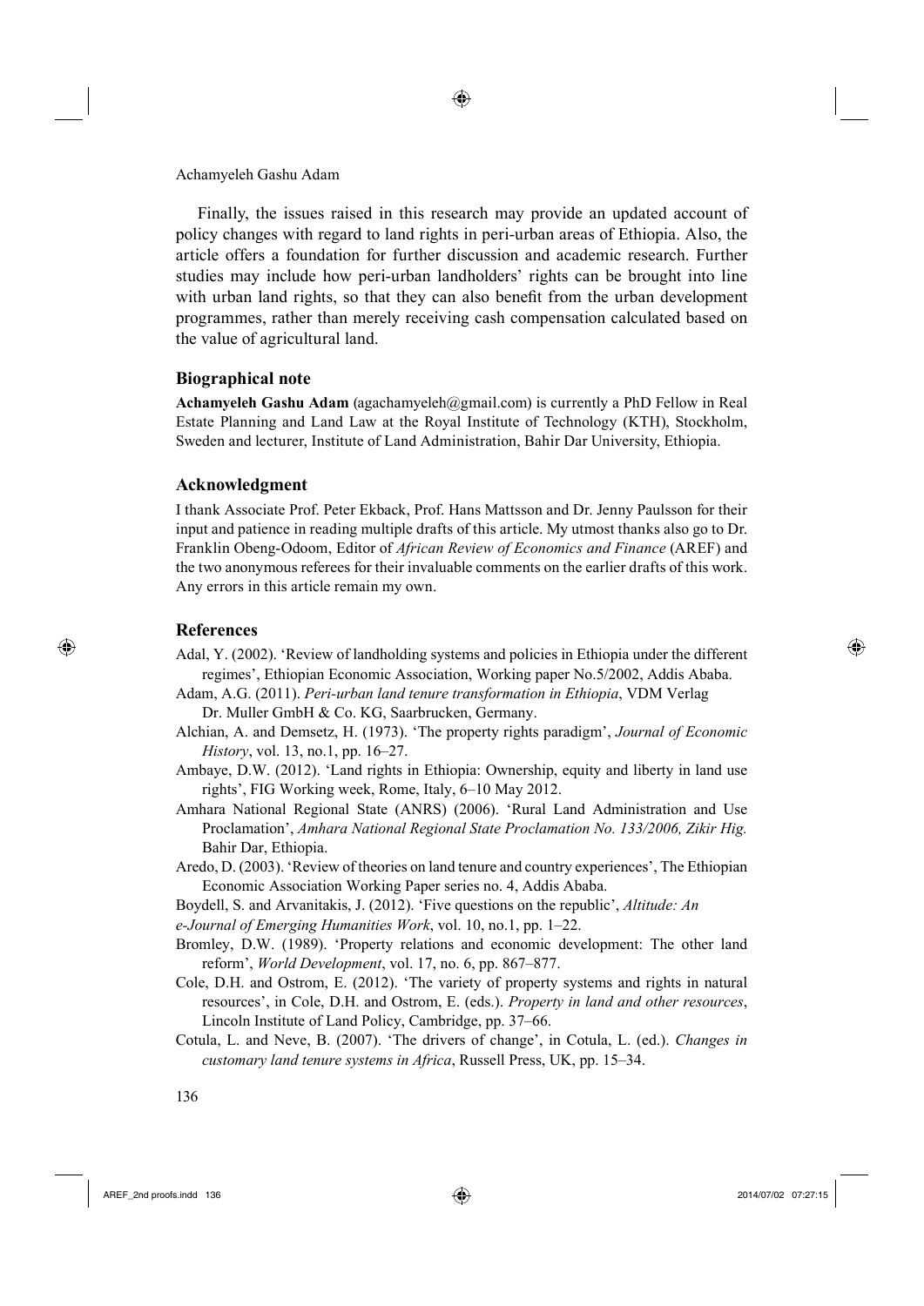Finally, the issues raised in this research may provide an updated account of policy changes with regard to land rights in peri-urban areas of Ethiopia. Also, the article offers a foundation for further discussion and academic research. Further studies may include how peri-urban landholders' rights can be brought into line with urban land rights, so that they can also benefit from the urban development programmes, rather than merely receiving cash compensation calculated based on the value of agricultural land.

## Biographical note

**Achamyeleh Gashu Adam** (agachamyeleh@gmail.com) is currently a PhD Fellow in Real Estate Planning and Land Law at the Royal Institute of Technology (KTH), Stockholm, Sweden and lecturer, Institute of Land Administration, Bahir Dar University, Ethiopia.

## Acknowledgment

I thank Associate Prof. Peter Ekback, Prof. Hans Mattsson and Dr. Jenny Paulsson for their input and patience in reading multiple drafts of this article. My utmost thanks also go to Dr. Franklin Obeng-Odoom, Editor of *African Review of Economics and Finance* (AREF) and the two anonymous referees for their invaluable comments on the earlier drafts of this work. Any errors in this article remain my own.

## References

Adal, Y. (2002). 'Review of landholding systems and policies in Ethiopia under the different regimes', Ethiopian Economic Association, Working paper No.5/2002, Addis Ababa.

Adam, A.G. (2011). *Peri-urban land tenure transformation in Ethiopia*, VDM Verlag Dr. Muller GmbH & Co. KG, Saarbrucken, Germany.

Alchian, A. and Demsetz, H. (1973). 'The property rights paradigm', *Journal of Economic History*, vol. 13, no.1, pp. 16–27.

Ambaye, D.W. (2012). 'Land rights in Ethiopia: Ownership, equity and liberty in land use rights', FIG Working week, Rome, Italy, 6–10 May 2012.

Amhara National Regional State (ANRS) (2006). 'Rural Land Administration and Use Proclamation', *Amhara National Regional State Proclamation No. 133/2006, Zikir Hig.* Bahir Dar, Ethiopia.

Aredo, D. (2003). 'Review of theories on land tenure and country experiences', The Ethiopian Economic Association Working Paper series no. 4, Addis Ababa.

Boydell, S. and Arvanitakis, J. (2012). 'Five questions on the republic', *Altitude: An e-Journal of Emerging Humanities Work*, vol. 10, no.1, pp. 1–22.

Bromley, D.W. (1989). 'Property relations and economic development: The other land reform', *World Development*, vol. 17, no. 6, pp. 867–877.

Cole, D.H. and Ostrom, E. (2012). 'The variety of property systems and rights in natural resources', in Cole, D.H. and Ostrom, E. (eds.). *Property in land and other resources*, Lincoln Institute of Land Policy, Cambridge, pp. 37–66.

Cotula, L. and Neve, B. (2007). 'The drivers of change', in Cotula, L. (ed.). *Changes in customary land tenure systems in Africa*, Russell Press, UK, pp. 15–34.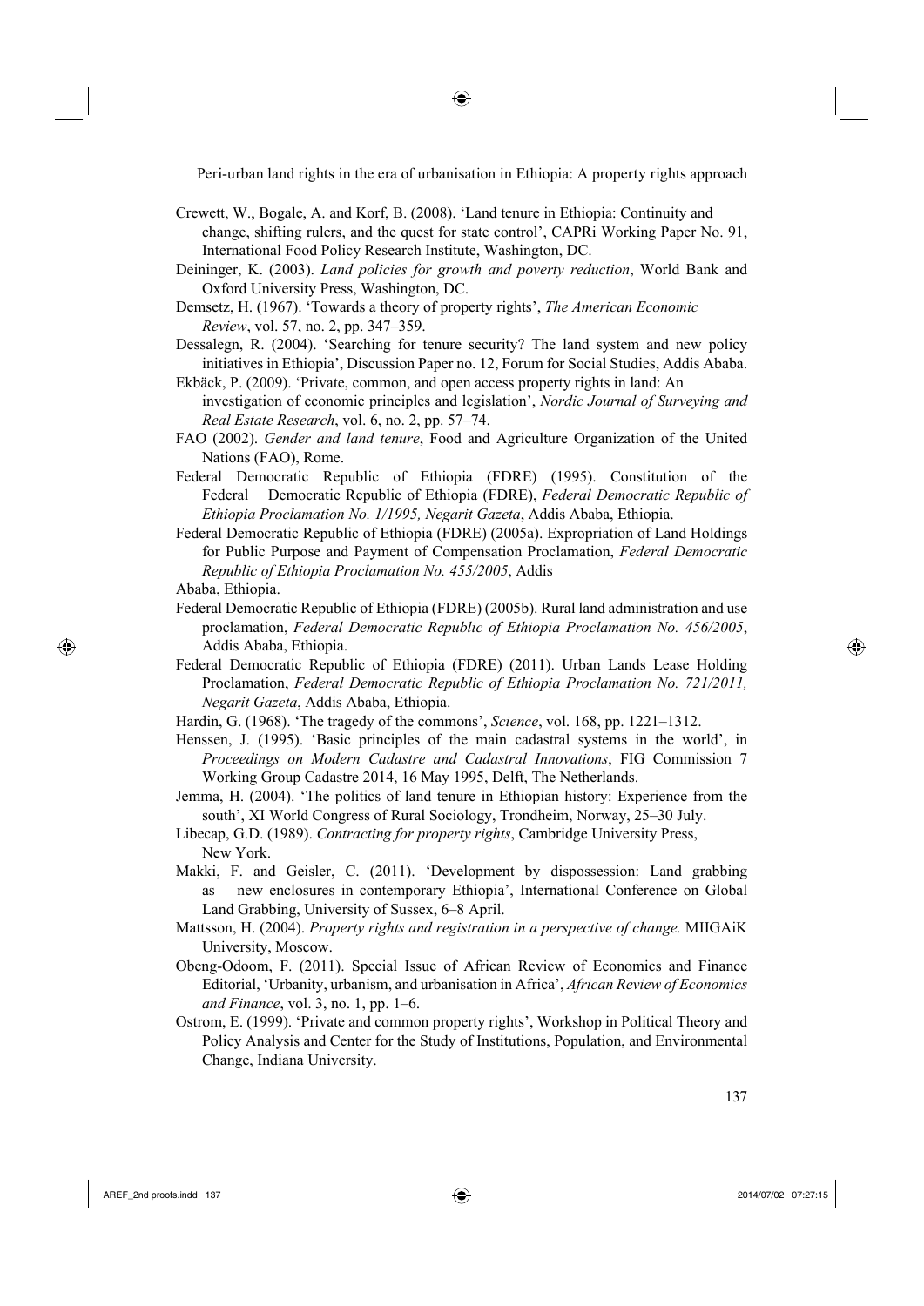Crewett, W., Bogale, A. and Korf, B. (2008). 'Land tenure in Ethiopia: Continuity and change, shifting rulers, and the quest for state control', CAPRi Working Paper No. 91, International Food Policy Research Institute, Washington, DC.

Deininger, K. (2003). *Land policies for growth and poverty reduction*, World Bank and Oxford University Press, Washington, DC.

Demsetz, H. (1967). 'Towards a theory of property rights', *The American Economic Review*, vol. 57, no. 2, pp. 347–359.

Dessalegn, R. (2004). 'Searching for tenure security? The land system and new policy initiatives in Ethiopia', Discussion Paper no. 12, Forum for Social Studies, Addis Ababa.

Ekbäck, P. (2009). 'Private, common, and open access property rights in land: An investigation of economic principles and legislation', *Nordic Journal of Surveying and Real Estate Research*, vol. 6, no. 2, pp. 57–74.

FAO (2002). *Gender and land tenure*, Food and Agriculture Organization of the United Nations (FAO), Rome.

Federal Democratic Republic of Ethiopia (FDRE) (1995). Constitution of the Federal Democratic Republic of Ethiopia (FDRE), *Federal Democratic Republic of Ethiopia Proclamation No. 1/1995, Negarit Gazeta*, Addis Ababa, Ethiopia.

Federal Democratic Republic of Ethiopia (FDRE) (2005a). Expropriation of Land Holdings for Public Purpose and Payment of Compensation Proclamation, *Federal Democratic Republic of Ethiopia Proclamation No. 455/2005*, Addis Ababa, Ethiopia.

Federal Democratic Republic of Ethiopia (FDRE) (2005b). Rural land administration and use proclamation, *Federal Democratic Republic of Ethiopia Proclamation No. 456/2005*, Addis Ababa, Ethiopia.

Federal Democratic Republic of Ethiopia (FDRE) (2011). Urban Lands Lease Holding Proclamation, *Federal Democratic Republic of Ethiopia Proclamation No. 721/2011, Negarit Gazeta*, Addis Ababa, Ethiopia.

Hardin, G. (1968). 'The tragedy of the commons', *Science*, vol. 168, pp. 1221–1312.

Henssen, J. (1995). 'Basic principles of the main cadastral systems in the world', in *Proceedings on Modern Cadastre and Cadastral Innovations*, FIG Commission 7 Working Group Cadastre 2014, 16 May 1995, Delft, The Netherlands.

Jemma, H. (2004). 'The politics of land tenure in Ethiopian history: Experience from the south', XI World Congress of Rural Sociology, Trondheim, Norway, 25–30 July.

Libecap, G.D. (1989). *Contracting for property rights*, Cambridge University Press, New York.

Makki, F. and Geisler, C. (2011). 'Development by dispossession: Land grabbing as new enclosures in contemporary Ethiopia', International Conference on Global Land Grabbing, University of Sussex, 6–8 April.

Mattsson, H. (2004). *Property rights and registration in a perspective of change.* MIIGAiK University, Moscow.

Obeng-Odoom, F. (2011). Special Issue of African Review of Economics and Finance Editorial, 'Urbanity, urbanism, and urbanisation in Africa', *African Review of Economics and Finance*, vol. 3, no. 1, pp. 1–6.

Ostrom, E. (1999). 'Private and common property rights', Workshop in Political Theory and Policy Analysis and Center for the Study of Institutions, Population, and Environmental Change, Indiana University.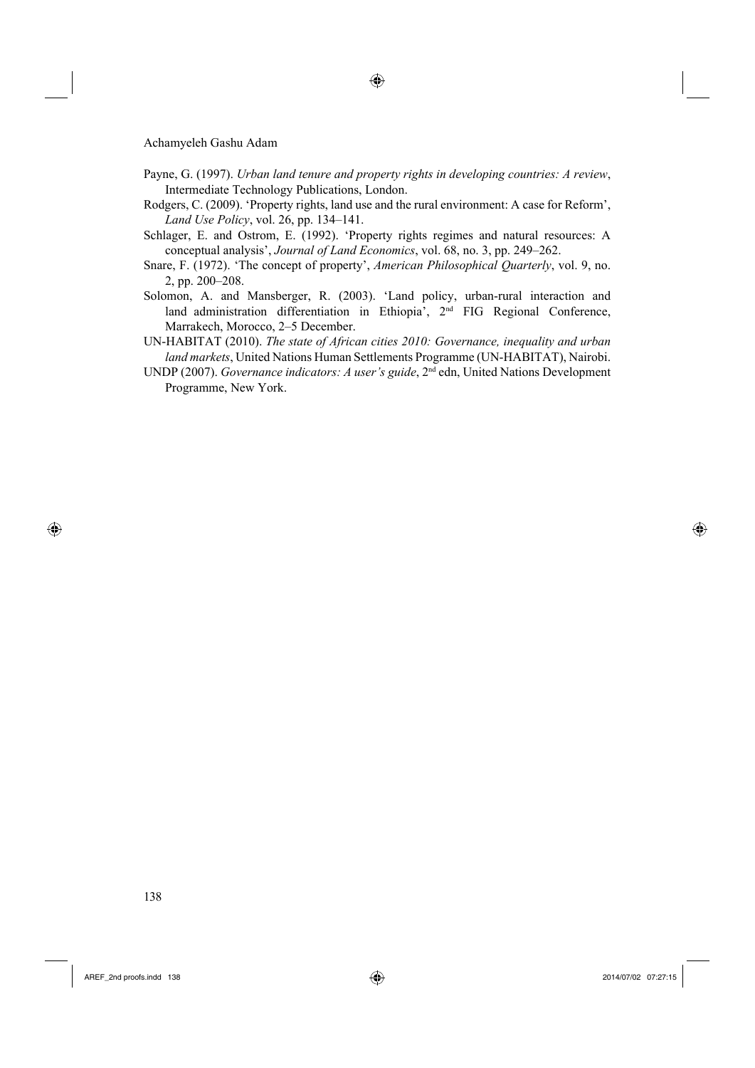Payne, G. (1997). *Urban land tenure and property rights in developing countries: A review*, Intermediate Technology Publications, London.

Rodgers, C. (2009). 'Property rights, land use and the rural environment: A case for Reform', *Land Use Policy*, vol. 26, pp. 134–141.

Schlager, E. and Ostrom, E. (1992). 'Property rights regimes and natural resources: A conceptual analysis', *Journal of Land Economics*, vol. 68, no. 3, pp. 249–262.

Snare, F. (1972). 'The concept of property', *American Philosophical Quarterly*, vol. 9, no. 2, pp. 200–208.

Solomon, A. and Mansberger, R. (2003). 'Land policy, urban-rural interaction and land administration differentiation in Ethiopia', 2nd FIG Regional Conference, Marrakech, Morocco, 2–5 December.

UN-HABITAT (2010). *The state of African cities 2010: Governance, inequality and urban land markets*, United Nations Human Settlements Programme (UN-HABITAT), Nairobi.

UNDP (2007). *Governance indicators: A user's guide*, 2nd edn, United Nations Development Programme, New York.